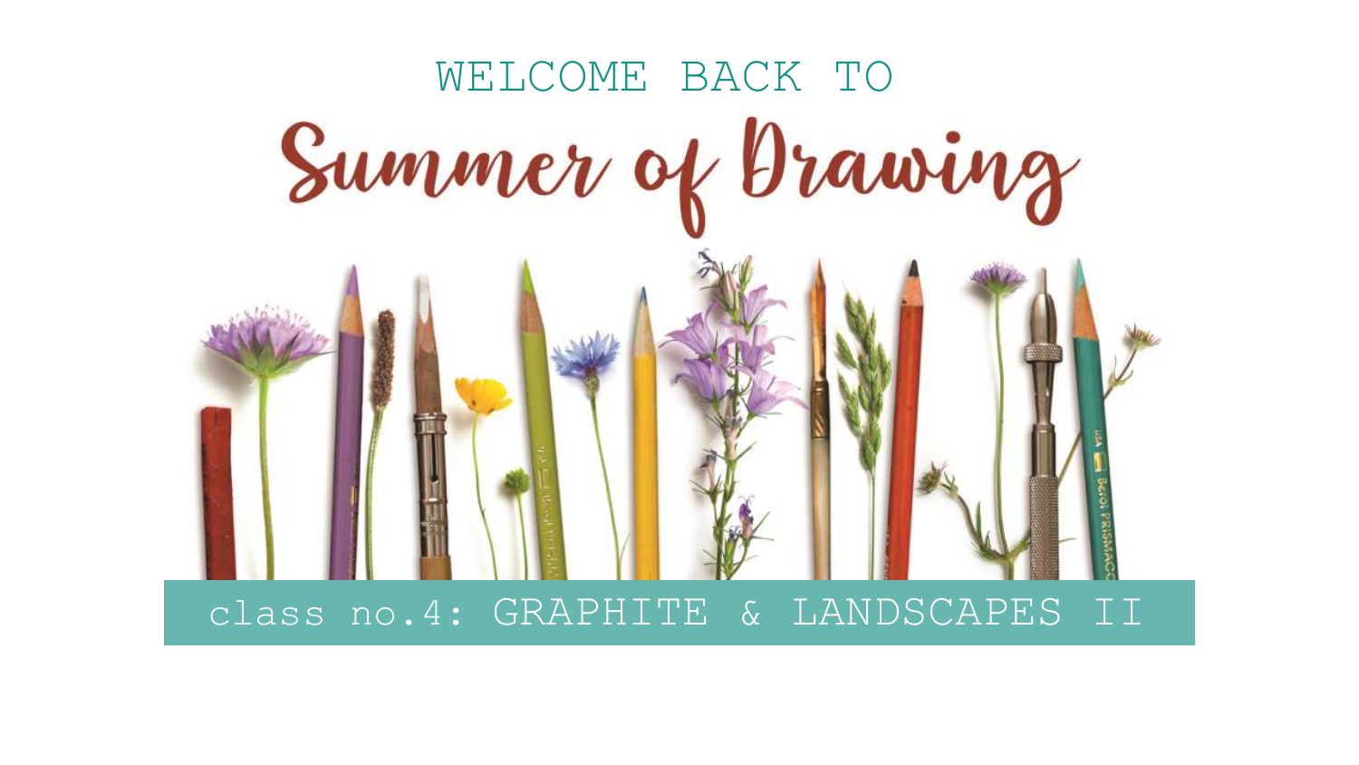WELCOME BACK TO

# Summer of Drawing

## class no.4: GRAPHITE & LANDSCAPES II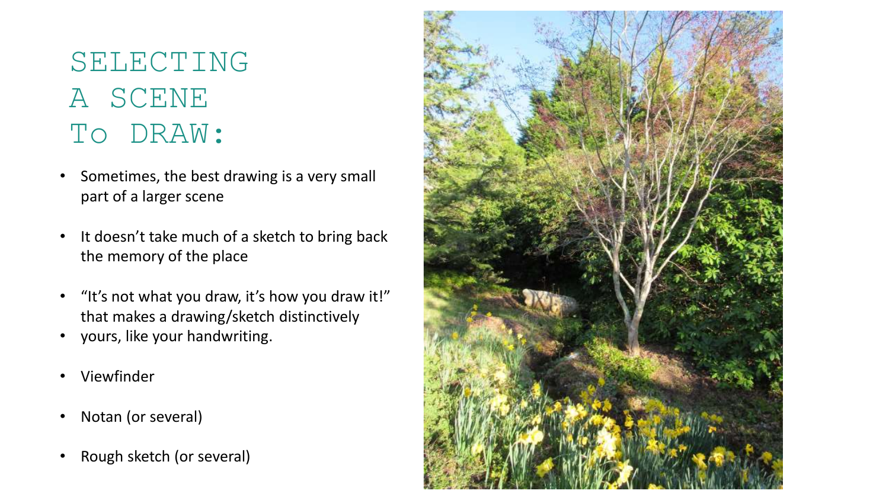# SELECTING A SCENE To DRAW:

- Sometimes, the best drawing is a very small part of a larger scene
- It doesn't take much of a sketch to bring back the memory of the place
- "It's not what you draw, it's how you draw it!" that makes a drawing/sketch distinctively
- yours, like your handwriting.
- Viewfinder
- Notan (or several)
- Rough sketch (or several)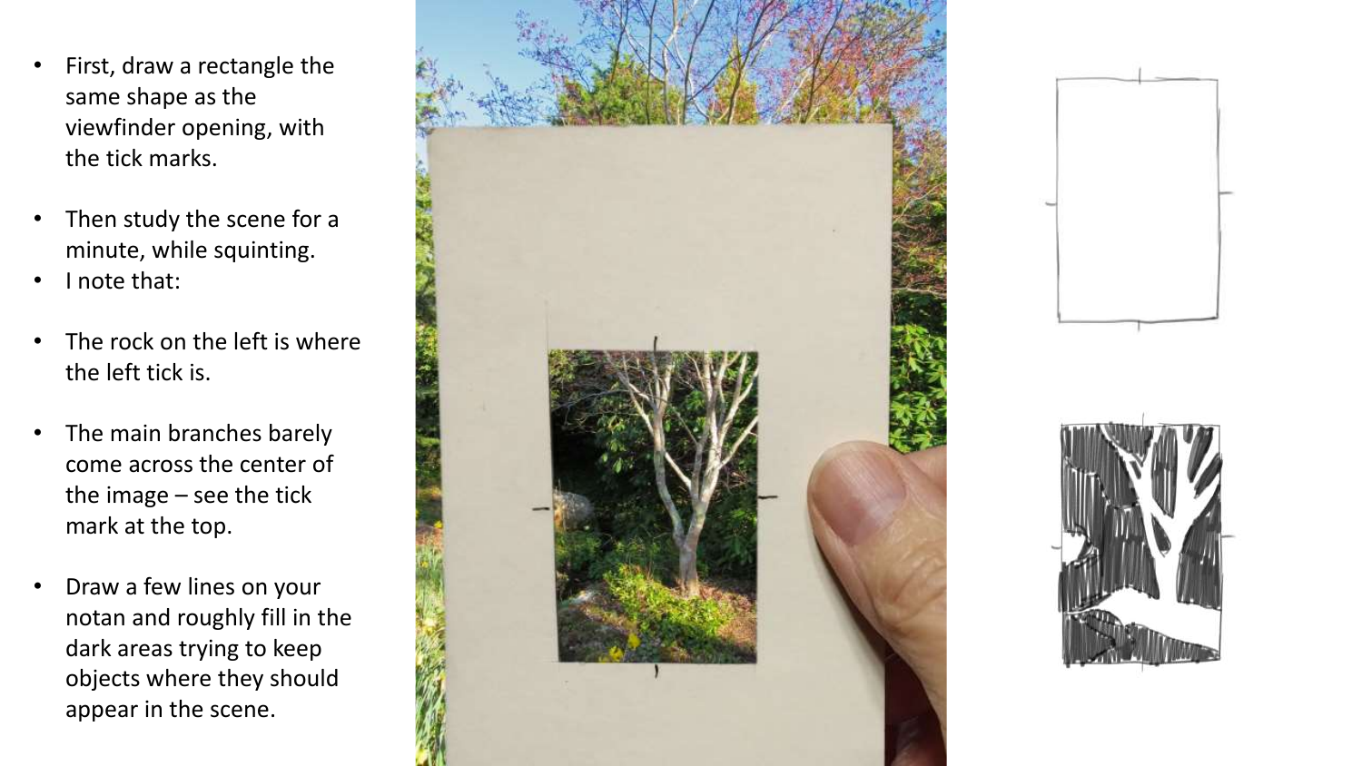- First, draw a rectangle the same shape as the viewfinder opening, with the tick marks.
- Then study the scene for a minute, while squinting.
- I note that:
- The rock on the left is where the left tick is.
- The main branches barely come across the center of the image – see the tick mark at the top.
- Draw a few lines on your notan and roughly fill in the dark areas trying to keep objects where they should appear in the scene.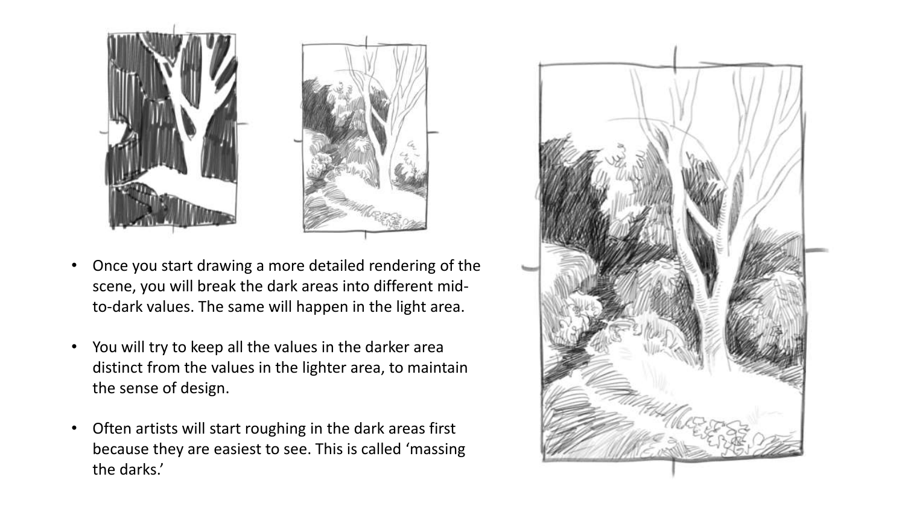- Once you start drawing a more detailed rendering of the scene, you will break the dark areas into different mid-to-dark values. The same will happen in the light area.
- You will try to keep all the values in the darker area distinct from the values in the lighter area, to maintain the sense of design.
- Often artists will start roughing in the dark areas first because they are easiest to see. This is called 'massing the darks.'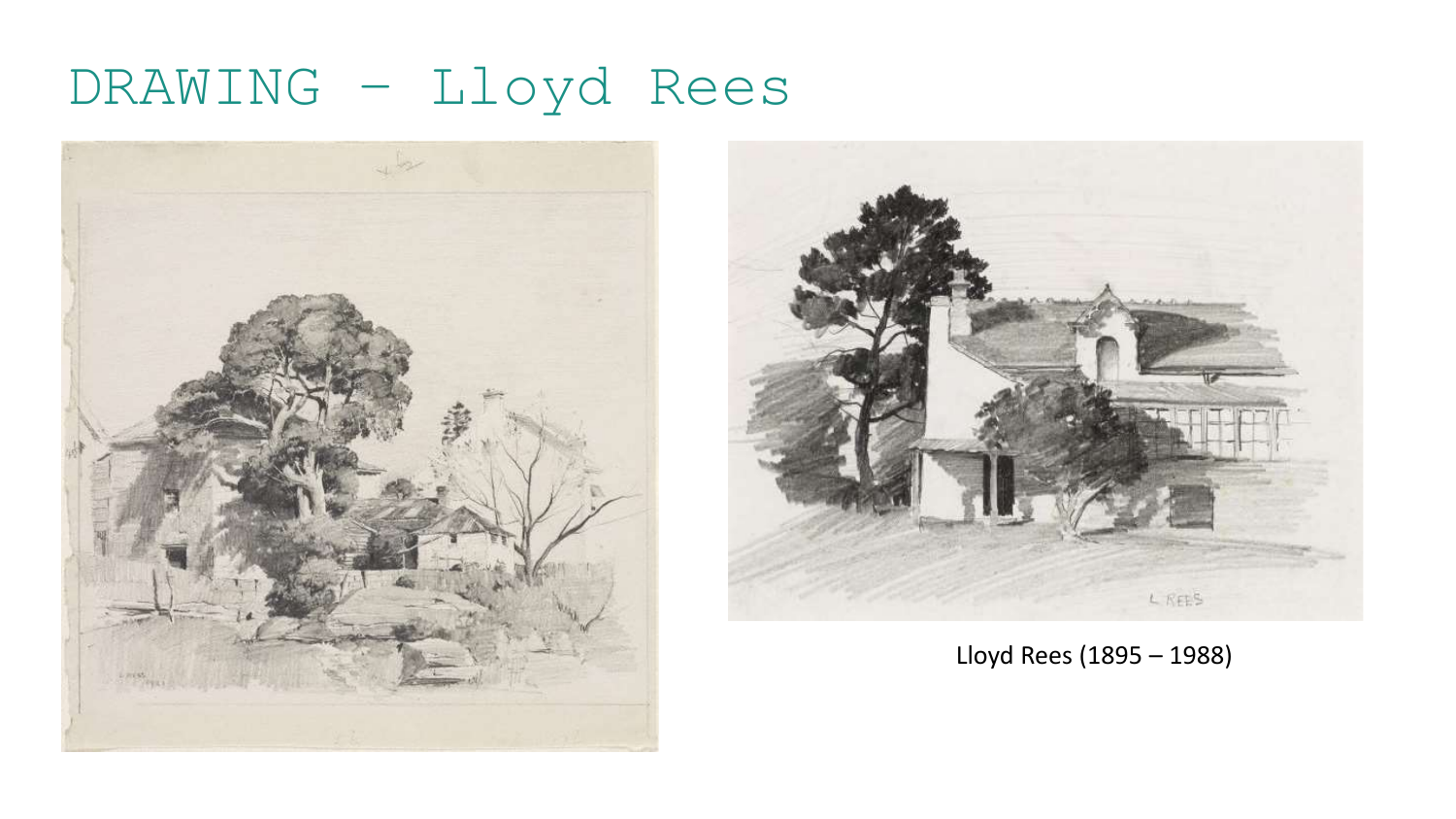# DRAWING – Lloyd Rees

Lloyd Rees (1895 – 1988)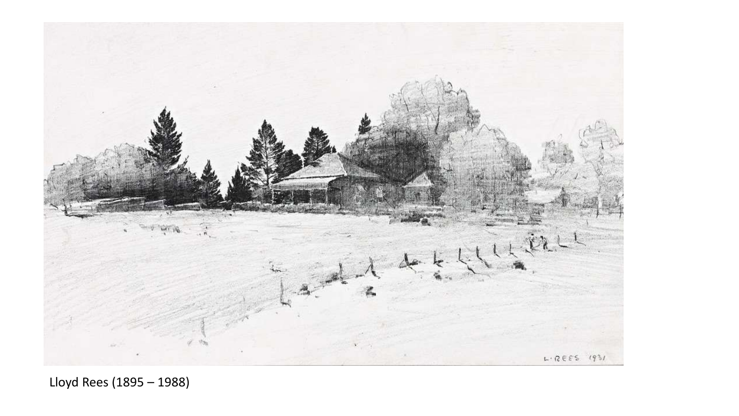Lloyd Rees (1895 – 1988)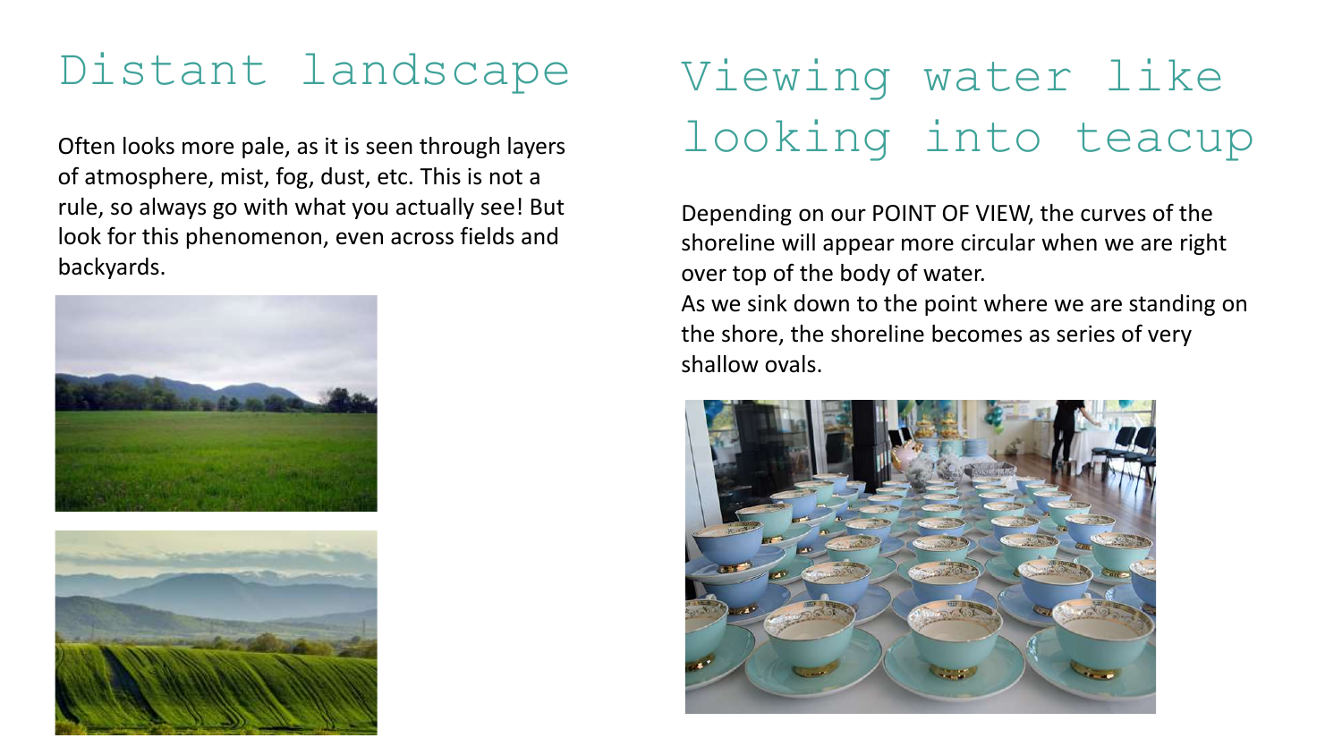# Distant landscape

Often looks more pale, as it is seen through layers of atmosphere, mist, fog, dust, etc. This is not a rule, so always go with what you actually see! But look for this phenomenon, even across fields and backyards.

# Viewing water like looking into teacup

Depending on our POINT OF VIEW, the curves of the shoreline will appear more circular when we are right over top of the body of water.

As we sink down to the point where we are standing on the shore, the shoreline becomes as series of very shallow ovals.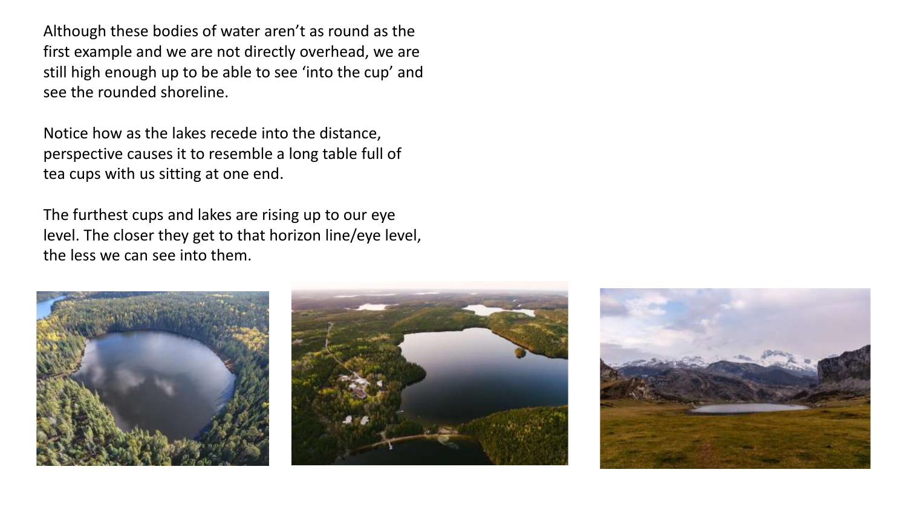Although these bodies of water aren't as round as the first example and we are not directly overhead, we are still high enough up to be able to see 'into the cup' and see the rounded shoreline.

Notice how as the lakes recede into the distance, perspective causes it to resemble a long table full of tea cups with us sitting at one end.

The furthest cups and lakes are rising up to our eye level. The closer they get to that horizon line/eye level, the less we can see into them.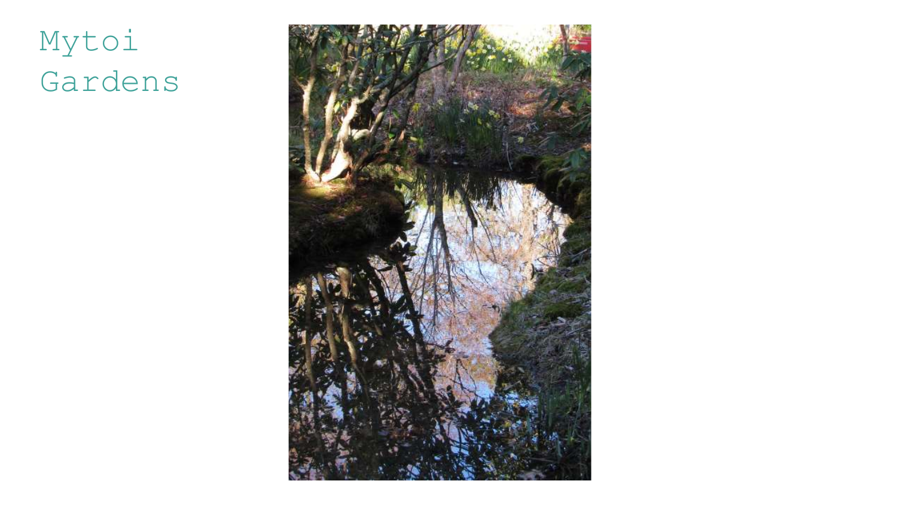# Mytoi Gardens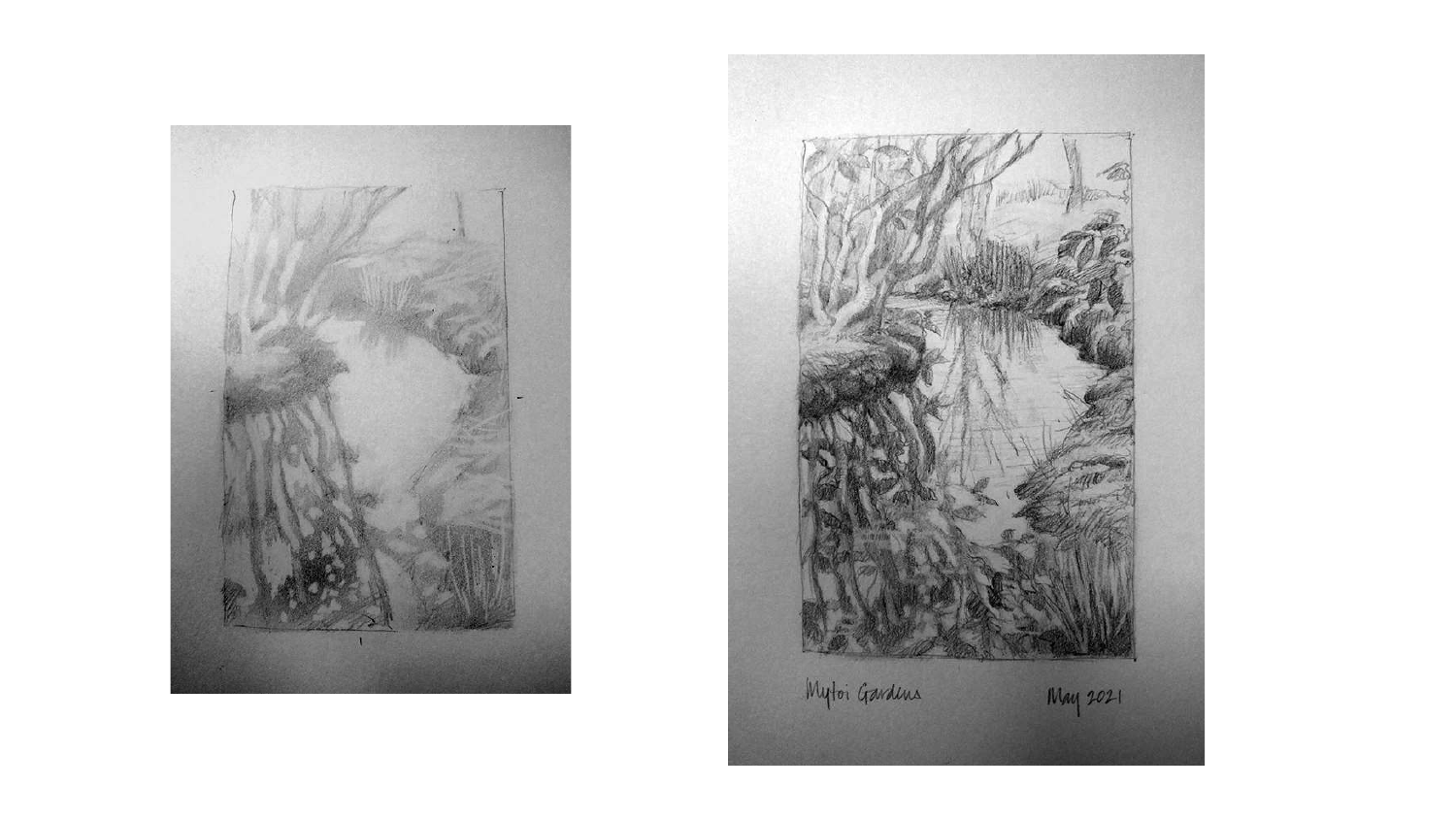Mytoi Gardens May 2021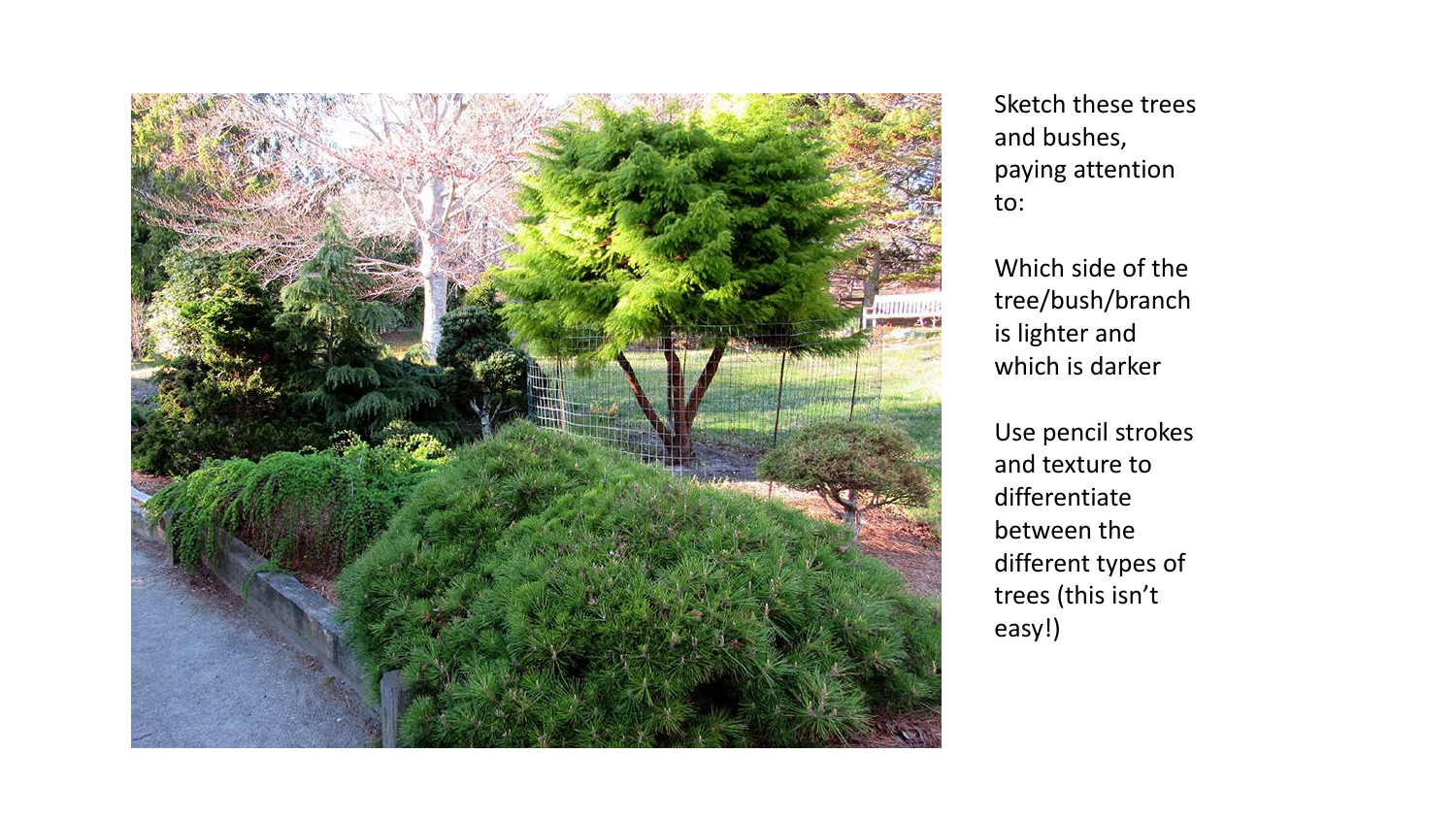Sketch these trees and bushes, paying attention to:

Which side of the tree/bush/branch is lighter and which is darker

Use pencil strokes and texture to differentiate between the different types of trees (this isn't easy!)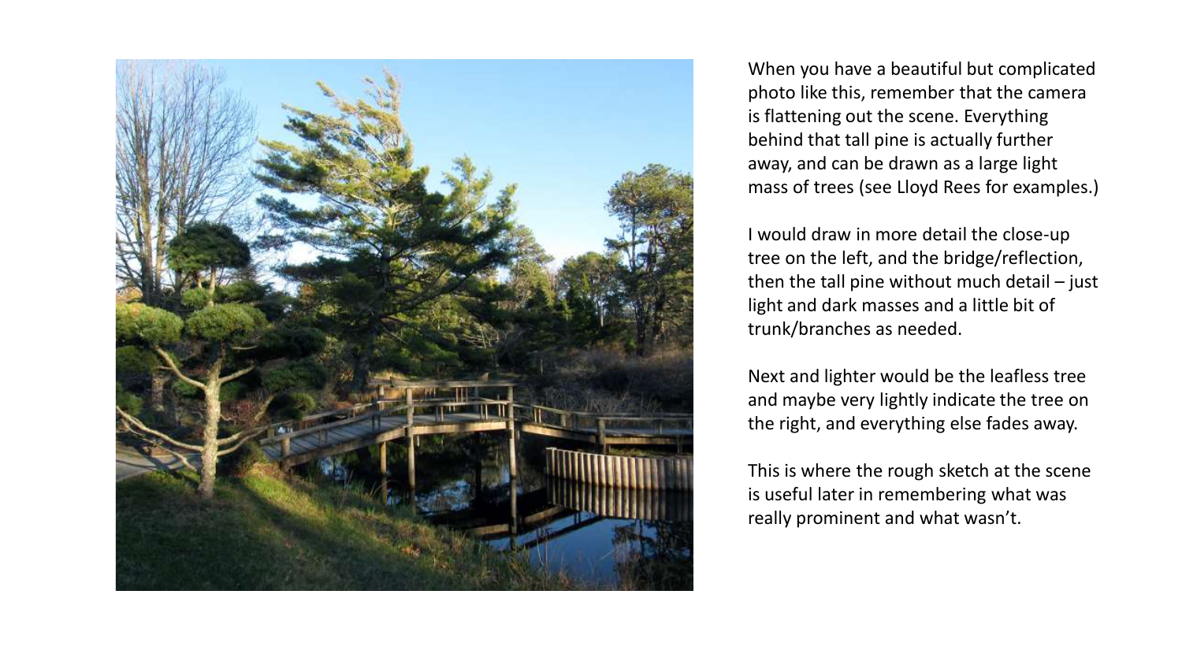When you have a beautiful but complicated photo like this, remember that the camera is flattening out the scene. Everything behind that tall pine is actually further away, and can be drawn as a large light mass of trees (see Lloyd Rees for examples.)

I would draw in more detail the close-up tree on the left, and the bridge/reflection, then the tall pine without much detail – just light and dark masses and a little bit of trunk/branches as needed.

Next and lighter would be the leafless tree and maybe very lightly indicate the tree on the right, and everything else fades away.

This is where the rough sketch at the scene is useful later in remembering what was really prominent and what wasn't.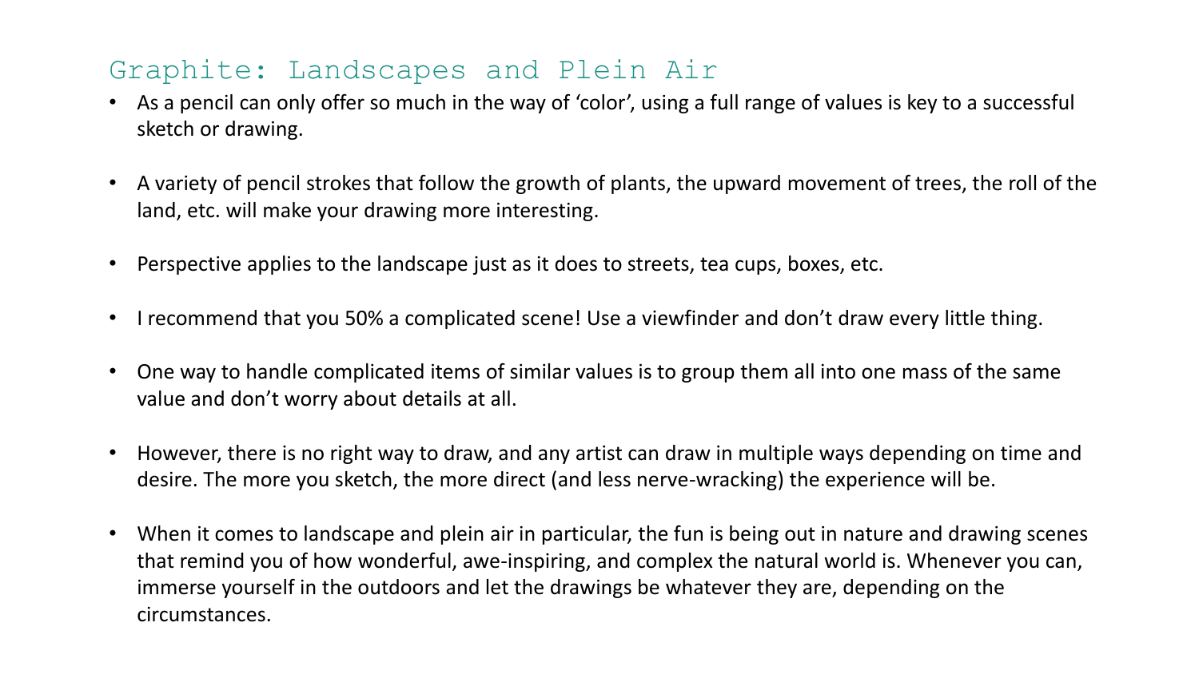# Graphite: Landscapes and Plein Air

- As a pencil can only offer so much in the way of 'color', using a full range of values is key to a successful sketch or drawing.
- A variety of pencil strokes that follow the growth of plants, the upward movement of trees, the roll of the land, etc. will make your drawing more interesting.
- Perspective applies to the landscape just as it does to streets, tea cups, boxes, etc.
- I recommend that you 50% a complicated scene! Use a viewfinder and don't draw every little thing.
- One way to handle complicated items of similar values is to group them all into one mass of the same value and don't worry about details at all.
- However, there is no right way to draw, and any artist can draw in multiple ways depending on time and desire. The more you sketch, the more direct (and less nerve-wracking) the experience will be.
- When it comes to landscape and plein air in particular, the fun is being out in nature and drawing scenes that remind you of how wonderful, awe-inspiring, and complex the natural world is. Whenever you can, immerse yourself in the outdoors and let the drawings be whatever they are, depending on the circumstances.